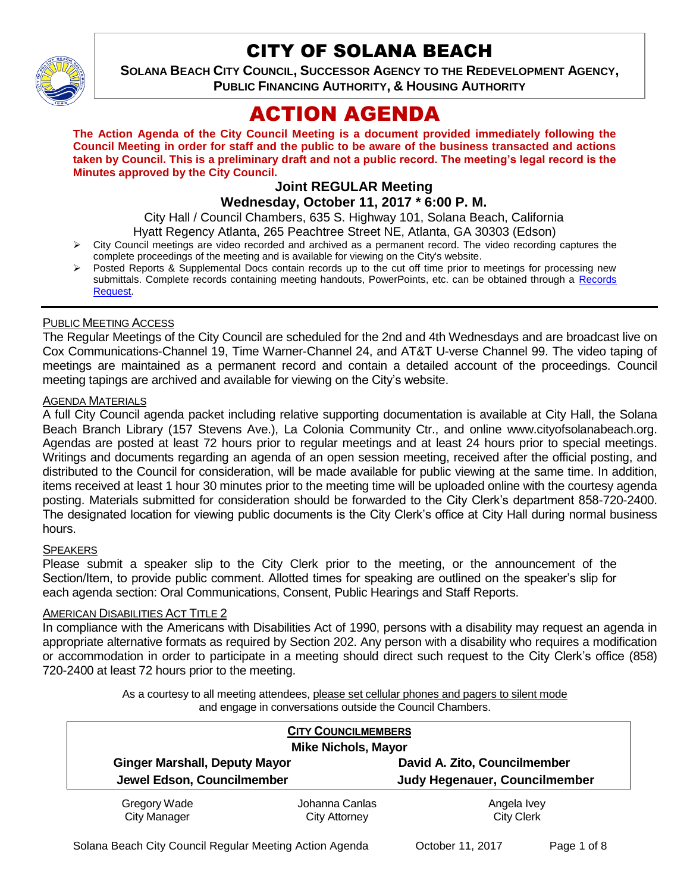# CITY OF SOLANA BEACH

**SOLANA BEACH CITY COUNCIL, SUCCESSOR AGENCY TO THE REDEVELOPMENT AGENCY, PUBLIC FINANCING AUTHORITY, & HOUSING AUTHORITY**

# ACTION AGENDA

**The Action Agenda of the City Council Meeting is a document provided immediately following the Council Meeting in order for staff and the public to be aware of the business transacted and actions taken by Council. This is a preliminary draft and not a public record. The meeting's legal record is the Minutes approved by the City Council.**

### Joint REGULAR Meeting
### Wednesday, October 11, 2017 * 6:00 P. M.

City Hall / Council Chambers, 635 S. Highway 101, Solana Beach, California
Hyatt Regency Atlanta, 265 Peachtree Street NE, Atlanta, GA 30303 (Edson)

- City Council meetings are video recorded and archived as a permanent record. The video recording captures the complete proceedings of the meeting and is available for viewing on the City's website.
- Posted Reports & Supplemental Docs contain records up to the cut off time prior to meetings for processing new submittals. Complete records containing meeting handouts, PowerPoints, etc. can be obtained through a Records Request.

---

PUBLIC MEETING ACCESS

The Regular Meetings of the City Council are scheduled for the 2nd and 4th Wednesdays and are broadcast live on Cox Communications-Channel 19, Time Warner-Channel 24, and AT&T U-verse Channel 99. The video taping of meetings are maintained as a permanent record and contain a detailed account of the proceedings. Council meeting tapings are archived and available for viewing on the City's website.

AGENDA MATERIALS

A full City Council agenda packet including relative supporting documentation is available at City Hall, the Solana Beach Branch Library (157 Stevens Ave.), La Colonia Community Ctr., and online www.cityofsolanabeach.org. Agendas are posted at least 72 hours prior to regular meetings and at least 24 hours prior to special meetings. Writings and documents regarding an agenda of an open session meeting, received after the official posting, and distributed to the Council for consideration, will be made available for public viewing at the same time. In addition, items received at least 1 hour 30 minutes prior to the meeting time will be uploaded online with the courtesy agenda posting. Materials submitted for consideration should be forwarded to the City Clerk's department 858-720-2400. The designated location for viewing public documents is the City Clerk's office at City Hall during normal business hours.

SPEAKERS

Please submit a speaker slip to the City Clerk prior to the meeting, or the announcement of the Section/Item, to provide public comment. Allotted times for speaking are outlined on the speaker's slip for each agenda section: Oral Communications, Consent, Public Hearings and Staff Reports.

AMERICAN DISABILITIES ACT TITLE 2

In compliance with the Americans with Disabilities Act of 1990, persons with a disability may request an agenda in appropriate alternative formats as required by Section 202. Any person with a disability who requires a modification or accommodation in order to participate in a meeting should direct such request to the City Clerk's office (858) 720-2400 at least 72 hours prior to the meeting.

As a courtesy to all meeting attendees, please set cellular phones and pagers to silent mode and engage in conversations outside the Council Chambers.

| CITY COUNCILMEMBERS | |
|---|---|
| **Mike Nichols, Mayor** | |
| **Ginger Marshall, Deputy Mayor** | **David A. Zito, Councilmember** |
| **Jewel Edson, Councilmember** | **Judy Hegenauer, Councilmember** |

| Gregory Wade | Johanna Canlas | Angela Ivey |
|---|---|---|
| City Manager | City Attorney | City Clerk |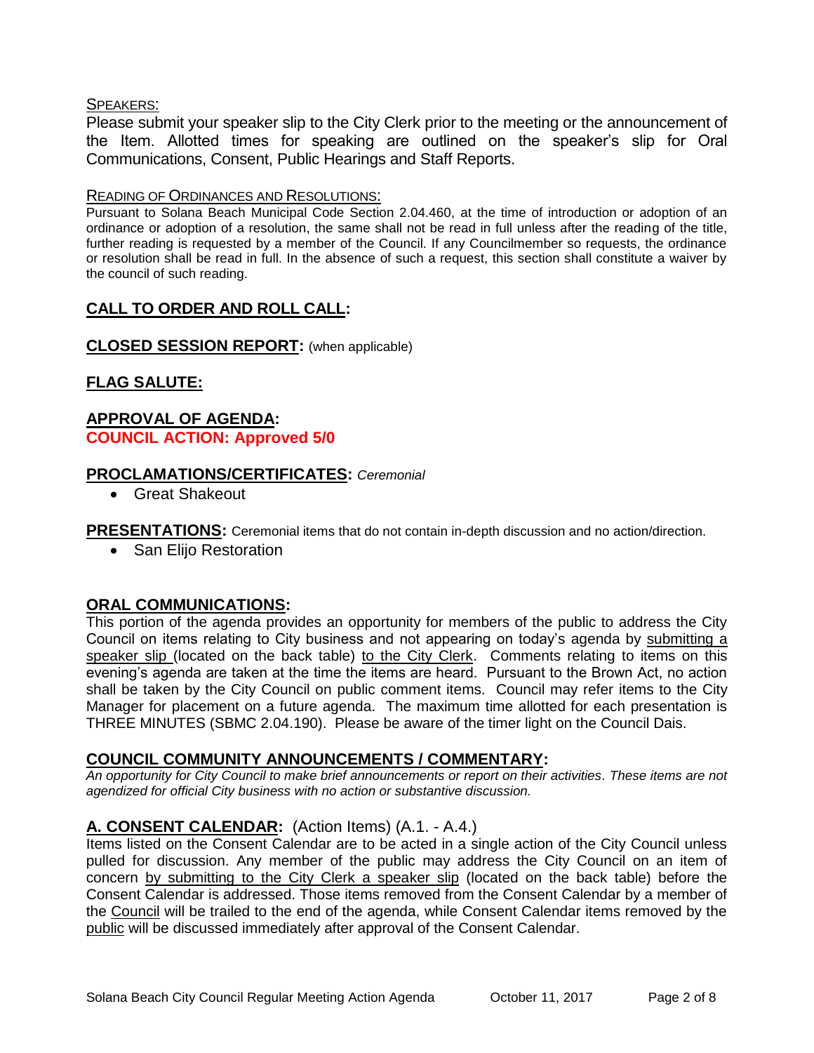<u>SPEAKERS:</u>

Please submit your speaker slip to the City Clerk prior to the meeting or the announcement of the Item. Allotted times for speaking are outlined on the speaker's slip for Oral Communications, Consent, Public Hearings and Staff Reports.

<u>READING OF ORDINANCES AND RESOLUTIONS:</u>

Pursuant to Solana Beach Municipal Code Section 2.04.460, at the time of introduction or adoption of an ordinance or adoption of a resolution, the same shall not be read in full unless after the reading of the title, further reading is requested by a member of the Council. If any Councilmember so requests, the ordinance or resolution shall be read in full. In the absence of such a request, this section shall constitute a waiver by the council of such reading.

## CALL TO ORDER AND ROLL CALL:

## CLOSED SESSION REPORT: (when applicable)

## FLAG SALUTE:

## APPROVAL OF AGENDA:

**COUNCIL ACTION: Approved 5/0**

## PROCLAMATIONS/CERTIFICATES: *Ceremonial*

- Great Shakeout

## PRESENTATIONS: Ceremonial items that do not contain in-depth discussion and no action/direction.

- San Elijo Restoration

## ORAL COMMUNICATIONS:

This portion of the agenda provides an opportunity for members of the public to address the City Council on items relating to City business and not appearing on today's agenda by <u>submitting a speaker slip</u> (located on the back table) <u>to the City Clerk</u>. Comments relating to items on this evening's agenda are taken at the time the items are heard. Pursuant to the Brown Act, no action shall be taken by the City Council on public comment items. Council may refer items to the City Manager for placement on a future agenda. The maximum time allotted for each presentation is THREE MINUTES (SBMC 2.04.190). Please be aware of the timer light on the Council Dais.

## COUNCIL COMMUNITY ANNOUNCEMENTS / COMMENTARY:

*An opportunity for City Council to make brief announcements or report on their activities. These items are not agendized for official City business with no action or substantive discussion.*

## A. CONSENT CALENDAR: (Action Items) (A.1. - A.4.)

Items listed on the Consent Calendar are to be acted in a single action of the City Council unless pulled for discussion. Any member of the public may address the City Council on an item of concern <u>by submitting to the City Clerk a speaker slip</u> (located on the back table) before the Consent Calendar is addressed. Those items removed from the Consent Calendar by a member of the <u>Council</u> will be trailed to the end of the agenda, while Consent Calendar items removed by the <u>public</u> will be discussed immediately after approval of the Consent Calendar.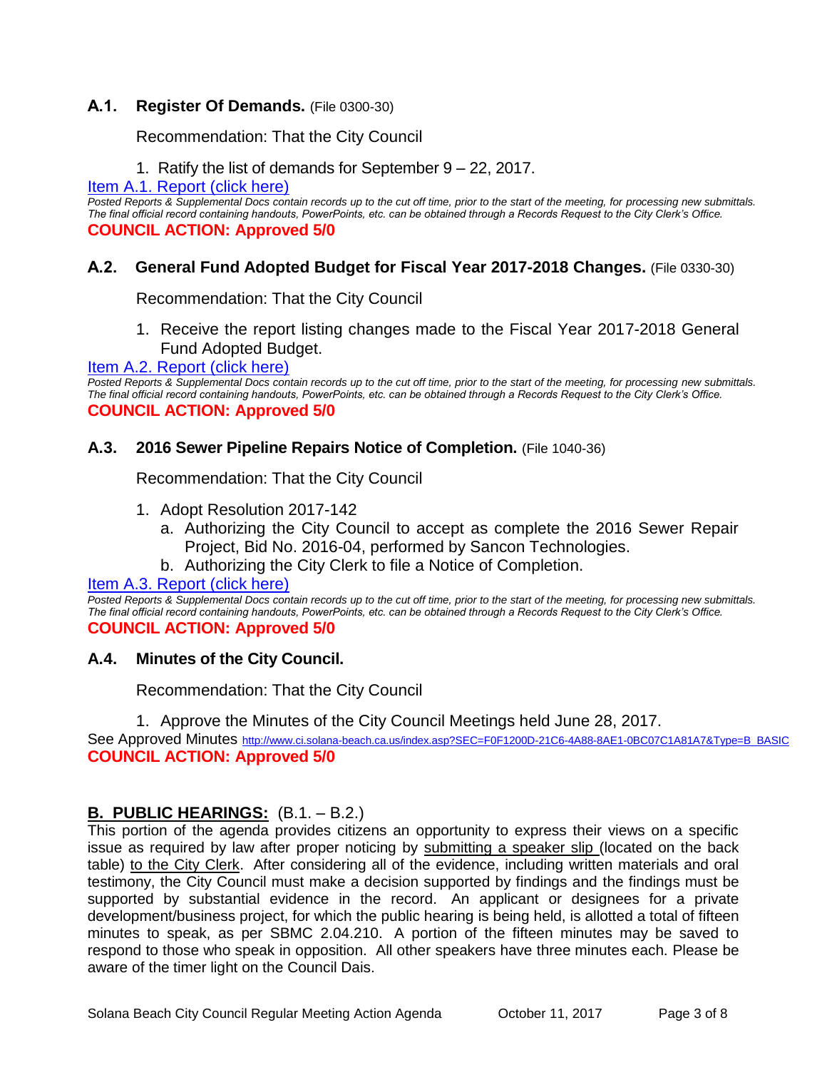### A.1. Register Of Demands. (File 0300-30)

Recommendation: That the City Council

1. Ratify the list of demands for September 9 – 22, 2017.

[Item A.1. Report (click here)]

*Posted Reports & Supplemental Docs contain records up to the cut off time, prior to the start of the meeting, for processing new submittals. The final official record containing handouts, PowerPoints, etc. can be obtained through a Records Request to the City Clerk's Office.*

**COUNCIL ACTION: Approved 5/0**

### A.2. General Fund Adopted Budget for Fiscal Year 2017-2018 Changes. (File 0330-30)

Recommendation: That the City Council

1. Receive the report listing changes made to the Fiscal Year 2017-2018 General Fund Adopted Budget.

[Item A.2. Report (click here)]

*Posted Reports & Supplemental Docs contain records up to the cut off time, prior to the start of the meeting, for processing new submittals. The final official record containing handouts, PowerPoints, etc. can be obtained through a Records Request to the City Clerk's Office.*

**COUNCIL ACTION: Approved 5/0**

### A.3. 2016 Sewer Pipeline Repairs Notice of Completion. (File 1040-36)

Recommendation: That the City Council

1. Adopt Resolution 2017-142
   a. Authorizing the City Council to accept as complete the 2016 Sewer Repair Project, Bid No. 2016-04, performed by Sancon Technologies.
   b. Authorizing the City Clerk to file a Notice of Completion.

[Item A.3. Report (click here)]

*Posted Reports & Supplemental Docs contain records up to the cut off time, prior to the start of the meeting, for processing new submittals. The final official record containing handouts, PowerPoints, etc. can be obtained through a Records Request to the City Clerk's Office.*

**COUNCIL ACTION: Approved 5/0**

### A.4. Minutes of the City Council.

Recommendation: That the City Council

1. Approve the Minutes of the City Council Meetings held June 28, 2017.

See Approved Minutes http://www.ci.solana-beach.ca.us/index.asp?SEC=F0F1200D-21C6-4A88-8AE1-0BC07C1A81A7&Type=B_BASIC

**COUNCIL ACTION: Approved 5/0**

## B. PUBLIC HEARINGS: (B.1. – B.2.)

This portion of the agenda provides citizens an opportunity to express their views on a specific issue as required by law after proper noticing by submitting a speaker slip (located on the back table) to the City Clerk. After considering all of the evidence, including written materials and oral testimony, the City Council must make a decision supported by findings and the findings must be supported by substantial evidence in the record. An applicant or designees for a private development/business project, for which the public hearing is being held, is allotted a total of fifteen minutes to speak, as per SBMC 2.04.210. A portion of the fifteen minutes may be saved to respond to those who speak in opposition. All other speakers have three minutes each. Please be aware of the timer light on the Council Dais.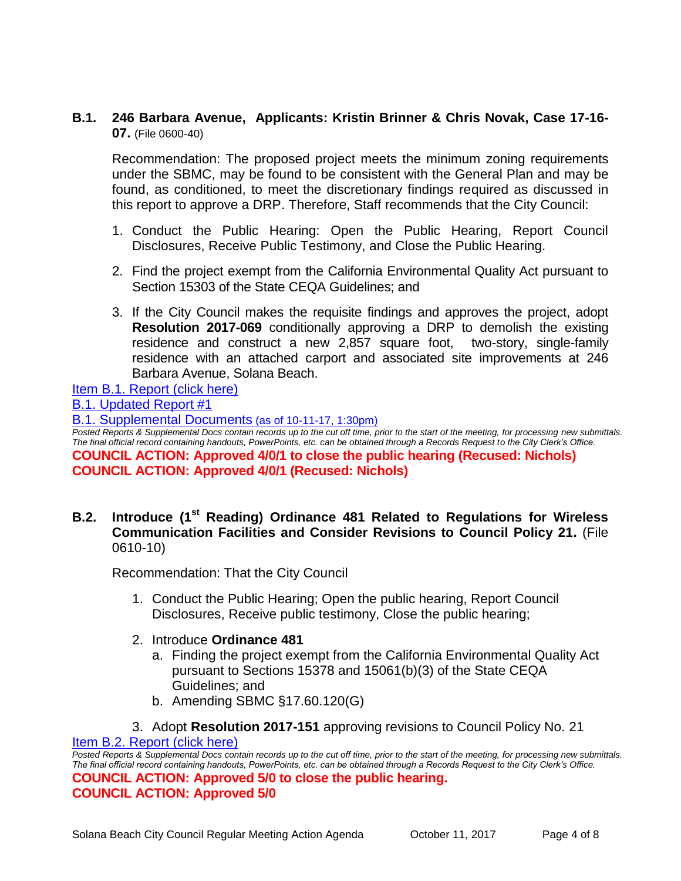**B.1. 246 Barbara Avenue, Applicants: Kristin Brinner & Chris Novak, Case 17-16-07.** (File 0600-40)

Recommendation: The proposed project meets the minimum zoning requirements under the SBMC, may be found to be consistent with the General Plan and may be found, as conditioned, to meet the discretionary findings required as discussed in this report to approve a DRP. Therefore, Staff recommends that the City Council:

1. Conduct the Public Hearing: Open the Public Hearing, Report Council Disclosures, Receive Public Testimony, and Close the Public Hearing.
2. Find the project exempt from the California Environmental Quality Act pursuant to Section 15303 of the State CEQA Guidelines; and
3. If the City Council makes the requisite findings and approves the project, adopt **Resolution 2017-069** conditionally approving a DRP to demolish the existing residence and construct a new 2,857 square foot, two-story, single-family residence with an attached carport and associated site improvements at 246 Barbara Avenue, Solana Beach.

Item B.1. Report (click here)

B.1. Updated Report #1

B.1. Supplemental Documents (as of 10-11-17, 1:30pm)

*Posted Reports & Supplemental Docs contain records up to the cut off time, prior to the start of the meeting, for processing new submittals. The final official record containing handouts, PowerPoints, etc. can be obtained through a Records Request to the City Clerk's Office.*

**COUNCIL ACTION: Approved 4/0/1 to close the public hearing (Recused: Nichols)**
**COUNCIL ACTION: Approved 4/0/1 (Recused: Nichols)**

**B.2. Introduce (1st Reading) Ordinance 481 Related to Regulations for Wireless Communication Facilities and Consider Revisions to Council Policy 21.** (File 0610-10)

Recommendation: That the City Council

1. Conduct the Public Hearing; Open the public hearing, Report Council Disclosures, Receive public testimony, Close the public hearing;
2. Introduce **Ordinance 481**
   a. Finding the project exempt from the California Environmental Quality Act pursuant to Sections 15378 and 15061(b)(3) of the State CEQA Guidelines; and
   b. Amending SBMC §17.60.120(G)
3. Adopt **Resolution 2017-151** approving revisions to Council Policy No. 21

Item B.2. Report (click here)

*Posted Reports & Supplemental Docs contain records up to the cut off time, prior to the start of the meeting, for processing new submittals. The final official record containing handouts, PowerPoints, etc. can be obtained through a Records Request to the City Clerk's Office.*

**COUNCIL ACTION: Approved 5/0 to close the public hearing.**
**COUNCIL ACTION: Approved 5/0**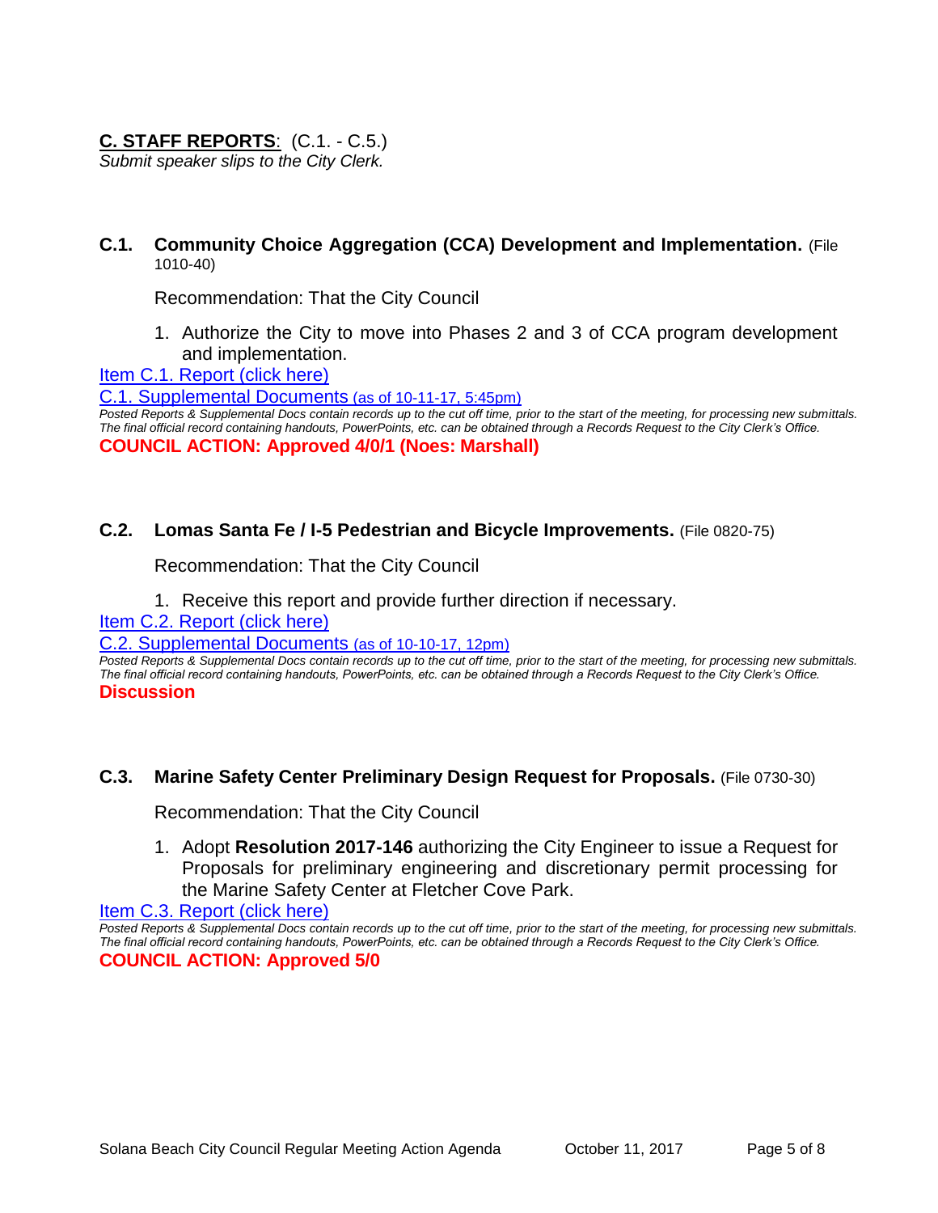## **C. STAFF REPORTS**: (C.1. - C.5.)

*Submit speaker slips to the City Clerk.*

### **C.1. Community Choice Aggregation (CCA) Development and Implementation.** (File 1010-40)

Recommendation: That the City Council

1. Authorize the City to move into Phases 2 and 3 of CCA program development and implementation.

Item C.1. Report (click here)

C.1. Supplemental Documents (as of 10-11-17, 5:45pm)

*Posted Reports & Supplemental Docs contain records up to the cut off time, prior to the start of the meeting, for processing new submittals. The final official record containing handouts, PowerPoints, etc. can be obtained through a Records Request to the City Clerk's Office.*

**COUNCIL ACTION: Approved 4/0/1 (Noes: Marshall)**

### **C.2. Lomas Santa Fe / I-5 Pedestrian and Bicycle Improvements.** (File 0820-75)

Recommendation: That the City Council

1. Receive this report and provide further direction if necessary.

Item C.2. Report (click here)

C.2. Supplemental Documents (as of 10-10-17, 12pm)

*Posted Reports & Supplemental Docs contain records up to the cut off time, prior to the start of the meeting, for processing new submittals. The final official record containing handouts, PowerPoints, etc. can be obtained through a Records Request to the City Clerk's Office.*

**Discussion**

### **C.3. Marine Safety Center Preliminary Design Request for Proposals.** (File 0730-30)

Recommendation: That the City Council

1. Adopt **Resolution 2017-146** authorizing the City Engineer to issue a Request for Proposals for preliminary engineering and discretionary permit processing for the Marine Safety Center at Fletcher Cove Park.

Item C.3. Report (click here)

*Posted Reports & Supplemental Docs contain records up to the cut off time, prior to the start of the meeting, for processing new submittals. The final official record containing handouts, PowerPoints, etc. can be obtained through a Records Request to the City Clerk's Office.*

**COUNCIL ACTION: Approved 5/0**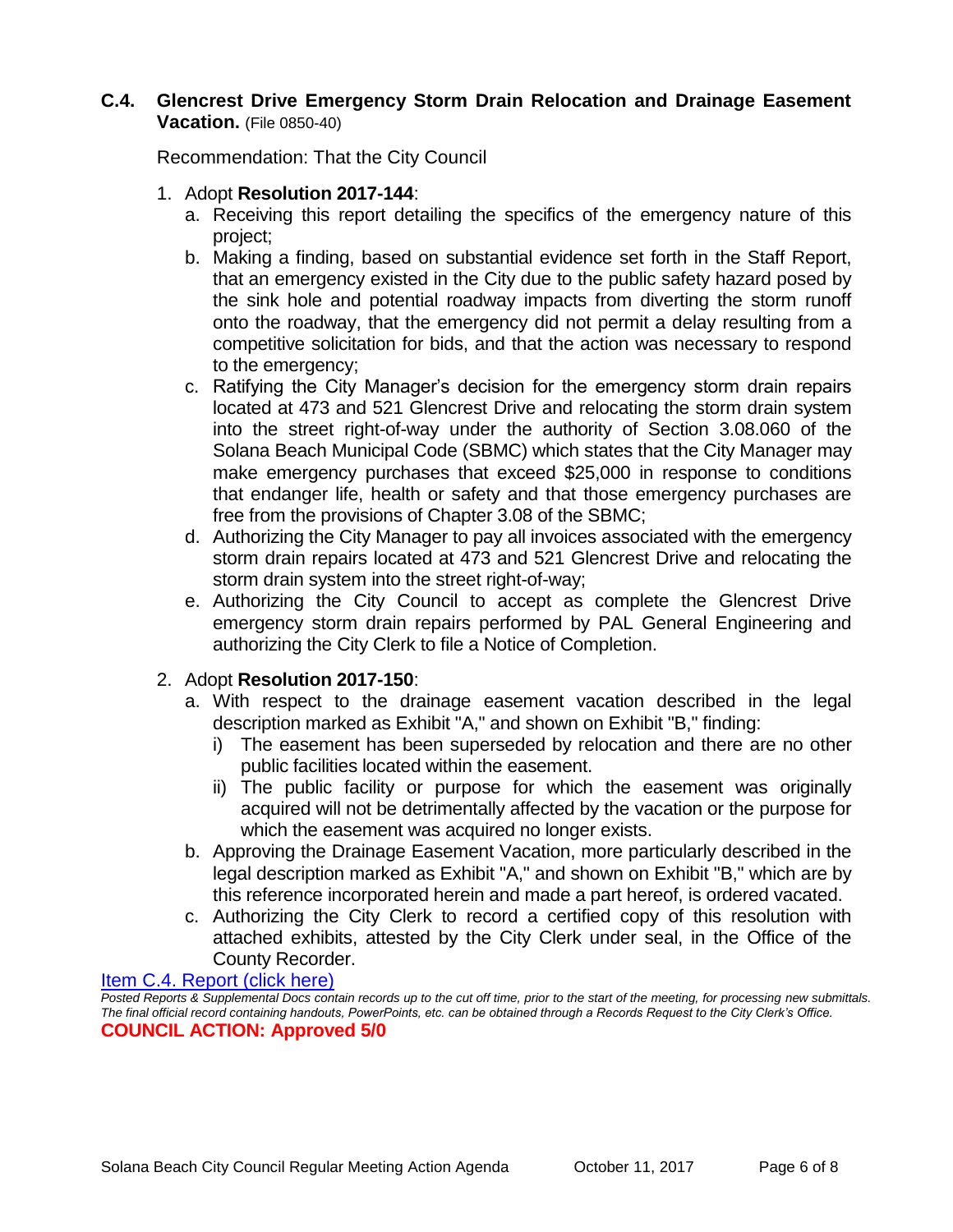**C.4. Glencrest Drive Emergency Storm Drain Relocation and Drainage Easement Vacation.** (File 0850-40)

Recommendation: That the City Council

1. Adopt **Resolution 2017-144**:
   a. Receiving this report detailing the specifics of the emergency nature of this project;
   b. Making a finding, based on substantial evidence set forth in the Staff Report, that an emergency existed in the City due to the public safety hazard posed by the sink hole and potential roadway impacts from diverting the storm runoff onto the roadway, that the emergency did not permit a delay resulting from a competitive solicitation for bids, and that the action was necessary to respond to the emergency;
   c. Ratifying the City Manager's decision for the emergency storm drain repairs located at 473 and 521 Glencrest Drive and relocating the storm drain system into the street right-of-way under the authority of Section 3.08.060 of the Solana Beach Municipal Code (SBMC) which states that the City Manager may make emergency purchases that exceed $25,000 in response to conditions that endanger life, health or safety and that those emergency purchases are free from the provisions of Chapter 3.08 of the SBMC;
   d. Authorizing the City Manager to pay all invoices associated with the emergency storm drain repairs located at 473 and 521 Glencrest Drive and relocating the storm drain system into the street right-of-way;
   e. Authorizing the City Council to accept as complete the Glencrest Drive emergency storm drain repairs performed by PAL General Engineering and authorizing the City Clerk to file a Notice of Completion.

2. Adopt **Resolution 2017-150**:
   a. With respect to the drainage easement vacation described in the legal description marked as Exhibit "A," and shown on Exhibit "B," finding:
      i) The easement has been superseded by relocation and there are no other public facilities located within the easement.
      ii) The public facility or purpose for which the easement was originally acquired will not be detrimentally affected by the vacation or the purpose for which the easement was acquired no longer exists.
   b. Approving the Drainage Easement Vacation, more particularly described in the legal description marked as Exhibit "A," and shown on Exhibit "B," which are by this reference incorporated herein and made a part hereof, is ordered vacated.
   c. Authorizing the City Clerk to record a certified copy of this resolution with attached exhibits, attested by the City Clerk under seal, in the Office of the County Recorder.

Item C.4. Report (click here)

*Posted Reports & Supplemental Docs contain records up to the cut off time, prior to the start of the meeting, for processing new submittals. The final official record containing handouts, PowerPoints, etc. can be obtained through a Records Request to the City Clerk's Office.*

**COUNCIL ACTION: Approved 5/0**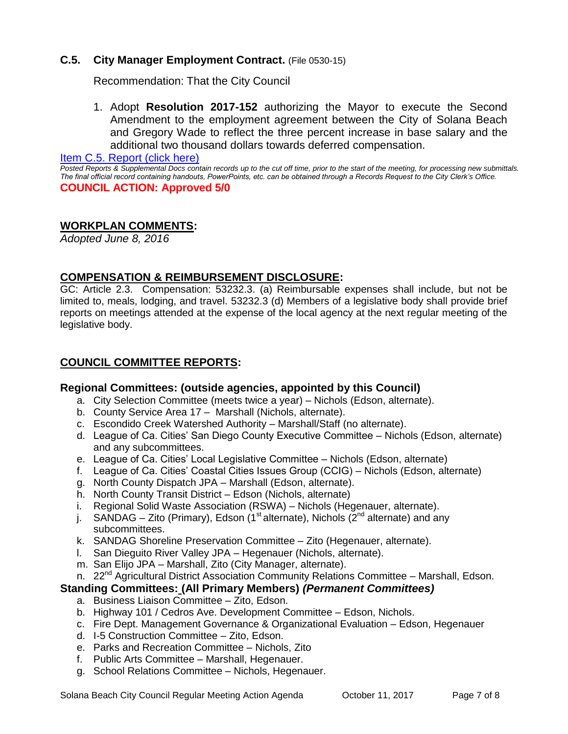### C.5. City Manager Employment Contract. (File 0530-15)

Recommendation: That the City Council

1. Adopt **Resolution 2017-152** authorizing the Mayor to execute the Second Amendment to the employment agreement between the City of Solana Beach and Gregory Wade to reflect the three percent increase in base salary and the additional two thousand dollars towards deferred compensation.

[Item C.5. Report (click here)]

*Posted Reports & Supplemental Docs contain records up to the cut off time, prior to the start of the meeting, for processing new submittals. The final official record containing handouts, PowerPoints, etc. can be obtained through a Records Request to the City Clerk's Office.*

**COUNCIL ACTION: Approved 5/0**

## WORKPLAN COMMENTS:

*Adopted June 8, 2016*

## COMPENSATION & REIMBURSEMENT DISCLOSURE:

GC: Article 2.3. Compensation: 53232.3. (a) Reimbursable expenses shall include, but not be limited to, meals, lodging, and travel. 53232.3 (d) Members of a legislative body shall provide brief reports on meetings attended at the expense of the local agency at the next regular meeting of the legislative body.

## COUNCIL COMMITTEE REPORTS:

### Regional Committees: (outside agencies, appointed by this Council)

a. City Selection Committee (meets twice a year) – Nichols (Edson, alternate).
b. County Service Area 17 – Marshall (Nichols, alternate).
c. Escondido Creek Watershed Authority – Marshall/Staff (no alternate).
d. League of Ca. Cities' San Diego County Executive Committee – Nichols (Edson, alternate) and any subcommittees.
e. League of Ca. Cities' Local Legislative Committee – Nichols (Edson, alternate)
f. League of Ca. Cities' Coastal Cities Issues Group (CCIG) – Nichols (Edson, alternate)
g. North County Dispatch JPA – Marshall (Edson, alternate).
h. North County Transit District – Edson (Nichols, alternate)
i. Regional Solid Waste Association (RSWA) – Nichols (Hegenauer, alternate).
j. SANDAG – Zito (Primary), Edson (1st alternate), Nichols (2nd alternate) and any subcommittees.
k. SANDAG Shoreline Preservation Committee – Zito (Hegenauer, alternate).
l. San Dieguito River Valley JPA – Hegenauer (Nichols, alternate).
m. San Elijo JPA – Marshall, Zito (City Manager, alternate).
n. 22nd Agricultural District Association Community Relations Committee – Marshall, Edson.

### Standing Committees: (All Primary Members) *(Permanent Committees)*

a. Business Liaison Committee – Zito, Edson.
b. Highway 101 / Cedros Ave. Development Committee – Edson, Nichols.
c. Fire Dept. Management Governance & Organizational Evaluation – Edson, Hegenauer
d. I-5 Construction Committee – Zito, Edson.
e. Parks and Recreation Committee – Nichols, Zito
f. Public Arts Committee – Marshall, Hegenauer.
g. School Relations Committee – Nichols, Hegenauer.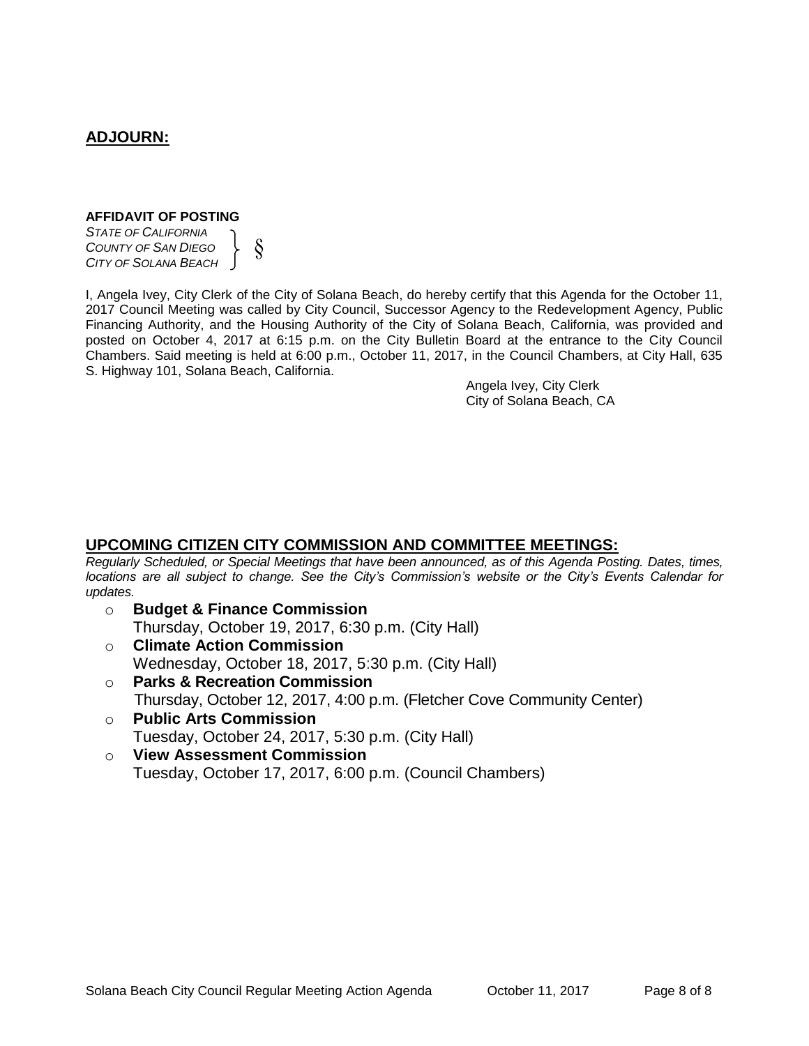## ADJOURN:

**AFFIDAVIT OF POSTING**

*STATE OF CALIFORNIA*
*COUNTY OF SAN DIEGO* } §
*CITY OF SOLANA BEACH*

I, Angela Ivey, City Clerk of the City of Solana Beach, do hereby certify that this Agenda for the October 11, 2017 Council Meeting was called by City Council, Successor Agency to the Redevelopment Agency, Public Financing Authority, and the Housing Authority of the City of Solana Beach, California, was provided and posted on October 4, 2017 at 6:15 p.m. on the City Bulletin Board at the entrance to the City Council Chambers. Said meeting is held at 6:00 p.m., October 11, 2017, in the Council Chambers, at City Hall, 635 S. Highway 101, Solana Beach, California.

Angela Ivey, City Clerk
City of Solana Beach, CA

## UPCOMING CITIZEN CITY COMMISSION AND COMMITTEE MEETINGS:

*Regularly Scheduled, or Special Meetings that have been announced, as of this Agenda Posting. Dates, times, locations are all subject to change. See the City's Commission's website or the City's Events Calendar for updates.*

- **Budget & Finance Commission**
  Thursday, October 19, 2017, 6:30 p.m. (City Hall)
- **Climate Action Commission**
  Wednesday, October 18, 2017, 5:30 p.m. (City Hall)
- **Parks & Recreation Commission**
  Thursday, October 12, 2017, 4:00 p.m. (Fletcher Cove Community Center)
- **Public Arts Commission**
  Tuesday, October 24, 2017, 5:30 p.m. (City Hall)
- **View Assessment Commission**
  Tuesday, October 17, 2017, 6:00 p.m. (Council Chambers)